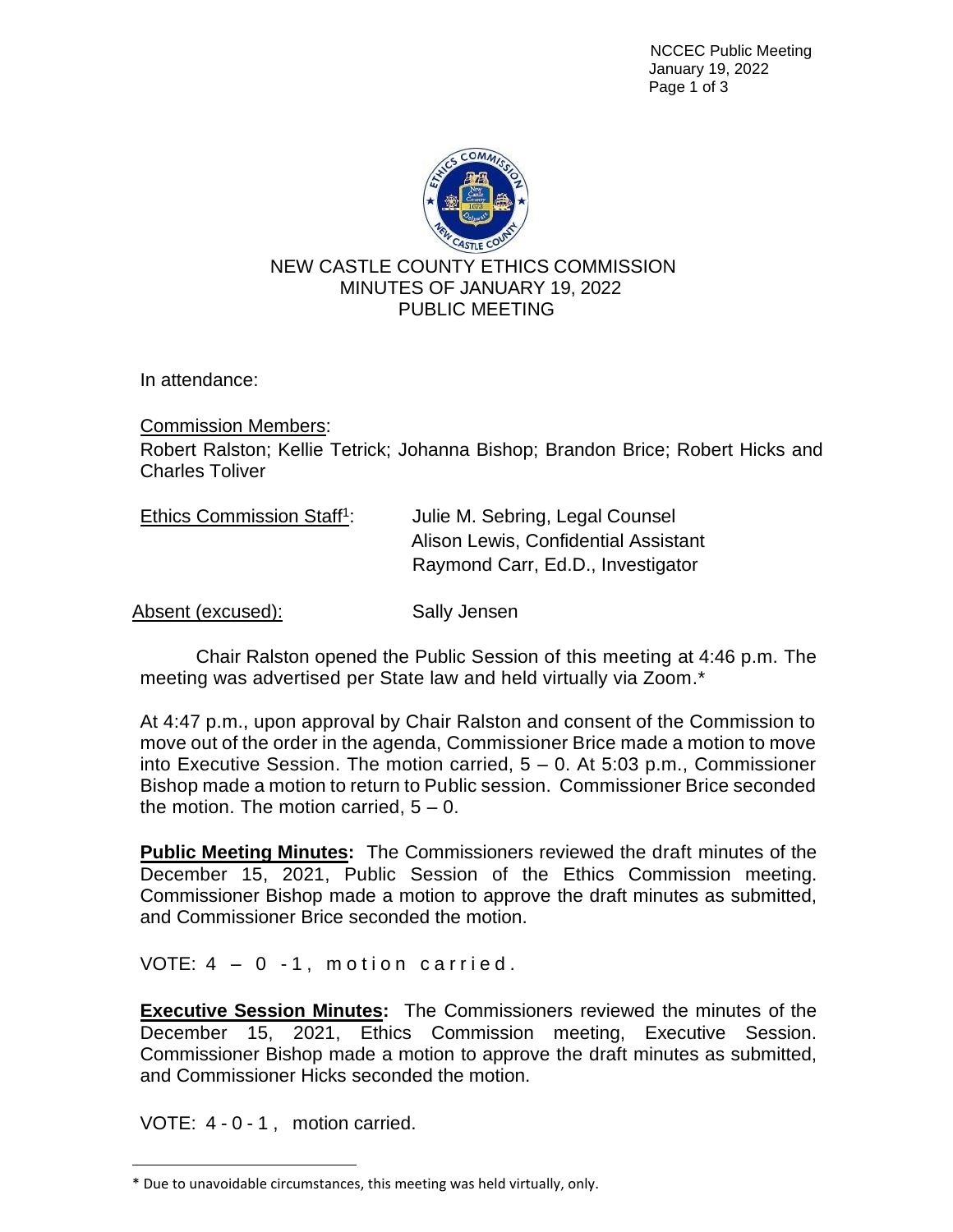# NEW CASTLE COUNTY ETHICS COMMISSION
## MINUTES OF JANUARY 19, 2022
## PUBLIC MEETING

In attendance:

Commission Members:
Robert Ralston; Kellie Tetrick; Johanna Bishop; Brandon Brice; Robert Hicks and Charles Toliver

| Ethics Commission Staff[1]: | Julie M. Sebring, Legal Counsel |
|---|---|
| | Alison Lewis, Confidential Assistant |
| | Raymond Carr, Ed.D., Investigator |

Absent (excused): Sally Jensen

Chair Ralston opened the Public Session of this meeting at 4:46 p.m. The meeting was advertised per State law and held virtually via Zoom.*

At 4:47 p.m., upon approval by Chair Ralston and consent of the Commission to move out of the order in the agenda, Commissioner Brice made a motion to move into Executive Session. The motion carried, 5 – 0. At 5:03 p.m., Commissioner Bishop made a motion to return to Public session. Commissioner Brice seconded the motion. The motion carried, 5 – 0.

**Public Meeting Minutes:** The Commissioners reviewed the draft minutes of the December 15, 2021, Public Session of the Ethics Commission meeting. Commissioner Bishop made a motion to approve the draft minutes as submitted, and Commissioner Brice seconded the motion.

VOTE: 4 – 0 -1, motion carried.

**Executive Session Minutes:** The Commissioners reviewed the minutes of the December 15, 2021, Ethics Commission meeting, Executive Session. Commissioner Bishop made a motion to approve the draft minutes as submitted, and Commissioner Hicks seconded the motion.

VOTE: 4 - 0 - 1 , motion carried.

* Due to unavoidable circumstances, this meeting was held virtually, only.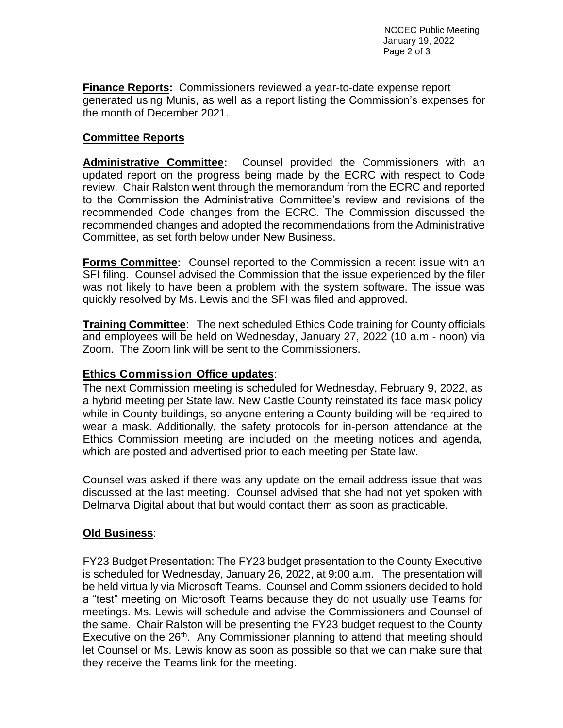**Finance Reports:** Commissioners reviewed a year-to-date expense report generated using Munis, as well as a report listing the Commission's expenses for the month of December 2021.

## Committee Reports

**Administrative Committee:** Counsel provided the Commissioners with an updated report on the progress being made by the ECRC with respect to Code review. Chair Ralston went through the memorandum from the ECRC and reported to the Commission the Administrative Committee's review and revisions of the recommended Code changes from the ECRC. The Commission discussed the recommended changes and adopted the recommendations from the Administrative Committee, as set forth below under New Business.

**Forms Committee:** Counsel reported to the Commission a recent issue with an SFI filing. Counsel advised the Commission that the issue experienced by the filer was not likely to have been a problem with the system software. The issue was quickly resolved by Ms. Lewis and the SFI was filed and approved.

**Training Committee**: The next scheduled Ethics Code training for County officials and employees will be held on Wednesday, January 27, 2022 (10 a.m - noon) via Zoom. The Zoom link will be sent to the Commissioners.

## Ethics Commission Office updates:

The next Commission meeting is scheduled for Wednesday, February 9, 2022, as a hybrid meeting per State law. New Castle County reinstated its face mask policy while in County buildings, so anyone entering a County building will be required to wear a mask. Additionally, the safety protocols for in-person attendance at the Ethics Commission meeting are included on the meeting notices and agenda, which are posted and advertised prior to each meeting per State law.

Counsel was asked if there was any update on the email address issue that was discussed at the last meeting. Counsel advised that she had not yet spoken with Delmarva Digital about that but would contact them as soon as practicable.

## Old Business:

FY23 Budget Presentation: The FY23 budget presentation to the County Executive is scheduled for Wednesday, January 26, 2022, at 9:00 a.m. The presentation will be held virtually via Microsoft Teams. Counsel and Commissioners decided to hold a "test" meeting on Microsoft Teams because they do not usually use Teams for meetings. Ms. Lewis will schedule and advise the Commissioners and Counsel of the same. Chair Ralston will be presenting the FY23 budget request to the County Executive on the 26th. Any Commissioner planning to attend that meeting should let Counsel or Ms. Lewis know as soon as possible so that we can make sure that they receive the Teams link for the meeting.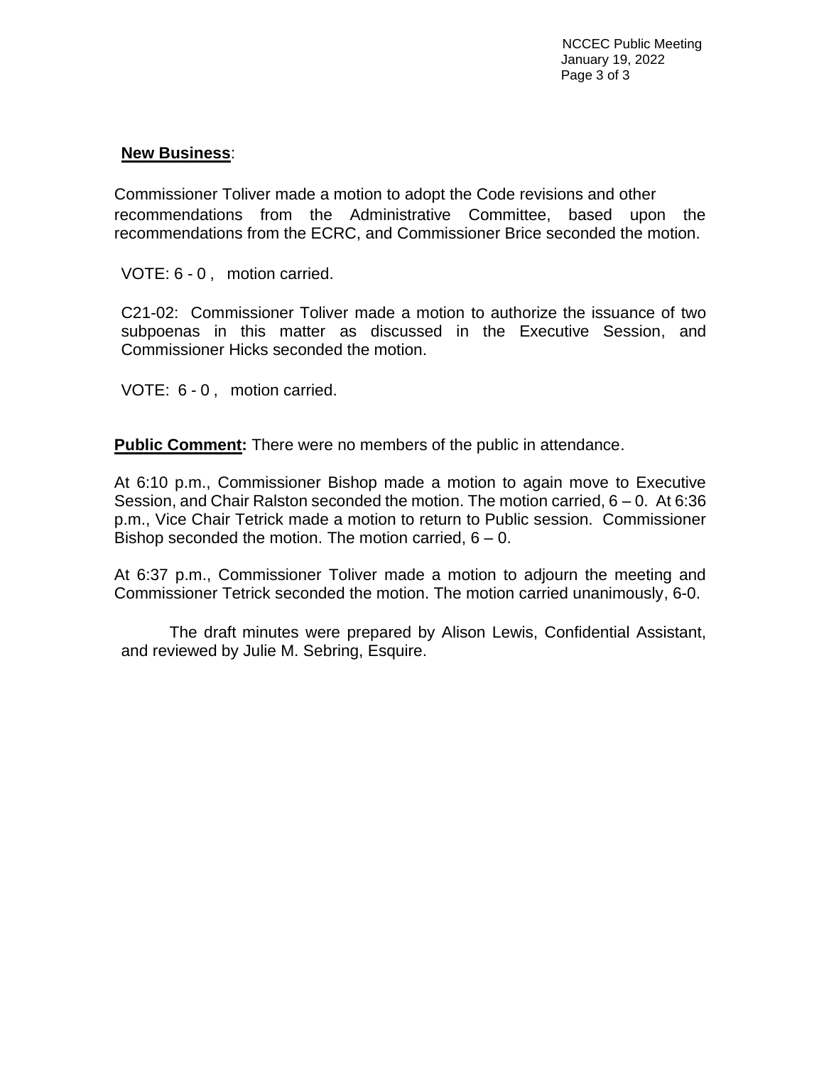**New Business**:

Commissioner Toliver made a motion to adopt the Code revisions and other recommendations from the Administrative Committee, based upon the recommendations from the ECRC, and Commissioner Brice seconded the motion.

VOTE: 6 - 0 , motion carried.

C21-02: Commissioner Toliver made a motion to authorize the issuance of two subpoenas in this matter as discussed in the Executive Session, and Commissioner Hicks seconded the motion.

VOTE: 6 - 0 , motion carried.

**Public Comment:** There were no members of the public in attendance.

At 6:10 p.m., Commissioner Bishop made a motion to again move to Executive Session, and Chair Ralston seconded the motion. The motion carried, 6 – 0. At 6:36 p.m., Vice Chair Tetrick made a motion to return to Public session. Commissioner Bishop seconded the motion. The motion carried, 6 – 0.

At 6:37 p.m., Commissioner Toliver made a motion to adjourn the meeting and Commissioner Tetrick seconded the motion. The motion carried unanimously, 6-0.

The draft minutes were prepared by Alison Lewis, Confidential Assistant, and reviewed by Julie M. Sebring, Esquire.